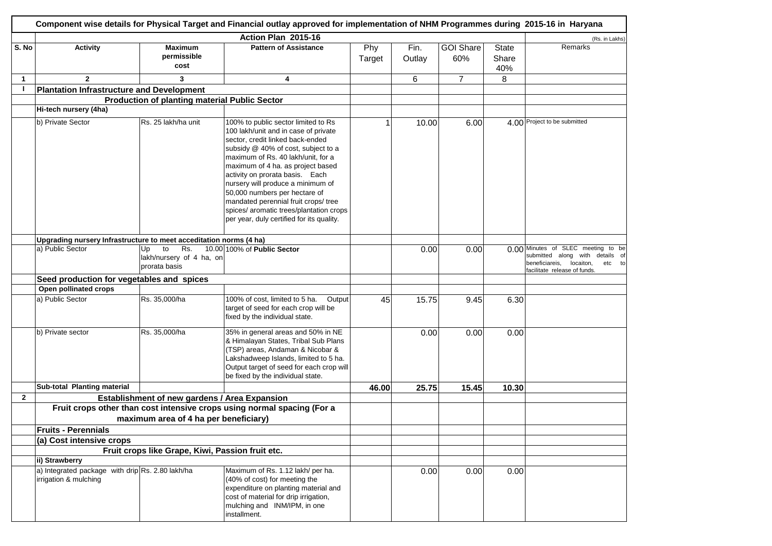# Component wise details for Physical Target and Financial outlay approved for implementation of NHM Programmes during 2015-16 in Haryana

| | Action Plan 2015-16 | | | | | | | | (Rs. in Lakhs) |
|---|---|---|---|---|---|---|---|---|---|
| **S. No** | **Activity** | **Maximum permissible cost** | **Pattern of Assistance** | Phy Target | Fin. Outlay | GOI Share 60% | State Share 40% | Remarks |
| **1** | **2** | **3** | **4** | | 6 | 7 | 8 | |
| **I** | **Plantation Infrastructure and Development** | | | | | | | |
| | | **Production of planting material Public Sector** | | | | | | |
| | **Hi-tech nursery (4ha)** | | | | | | | |
| | b) Private Sector | Rs. 25 lakh/ha unit | 100% to public sector limited to Rs 100 lakh/unit and in case of private sector, credit linked back-ended subsidy @ 40% of cost, subject to a maximum of Rs. 40 lakh/unit, for a maximum of 4 ha. as project based activity on prorata basis. Each nursery will produce a minimum of 50,000 numbers per hectare of mandated perennial fruit crops/ tree spices/ aromatic trees/plantation crops per year, duly certified for its quality. | 1 | 10.00 | 6.00 | 4.00 | Project to be submitted |
| | **Upgrading nursery Infrastructure to meet acceditation norms (4 ha)** | | | | | | | |
| | a) Public Sector | Up to Rs. 10.00 lakh/nursery of 4 ha, on prorata basis | 100% of **Public Sector** | | 0.00 | 0.00 | 0.00 | Minutes of SLEC meeting to be submitted along with details of beneficiareis, locaiton, etc to facilitate release of funds. |
| | **Seed production for vegetables and spices** | | | | | | | |
| | **Open pollinated crops** | | | | | | | |
| | a) Public Sector | Rs. 35,000/ha | 100% of cost, limited to 5 ha. Output target of seed for each crop will be fixed by the individual state. | 45 | 15.75 | 9.45 | 6.30 | |
| | b) Private sector | Rs. 35,000/ha | 35% in general areas and 50% in NE & Himalayan States, Tribal Sub Plans (TSP) areas, Andaman & Nicobar & Lakshadweep Islands, limited to 5 ha. Output target of seed for each crop will be fixed by the individual state. | | 0.00 | 0.00 | 0.00 | |
| | **Sub-total Planting material** | | | **46.00** | **25.75** | **15.45** | **10.30** | |
| **2** | | **Establishment of new gardens / Area Expansion** | | | | | | |
| | | **Fruit crops other than cost intensive crops using normal spacing (For a maximum area of 4 ha per beneficiary)** | | | | | | |
| | **Fruits - Perennials** | | | | | | | |
| | **(a) Cost intensive crops** | | | | | | | |
| | | **Fruit crops like Grape, Kiwi, Passion fruit etc.** | | | | | | |
| | **ii) Strawberry** | | | | | | | |
| | a) Integrated package with drip irrigation & mulching | Rs. 2.80 lakh/ha | Maximum of Rs. 1.12 lakh/ per ha. (40% of cost) for meeting the expenditure on planting material and cost of material for drip irrigation, mulching and INM/IPM, in one installment. | | 0.00 | 0.00 | 0.00 | |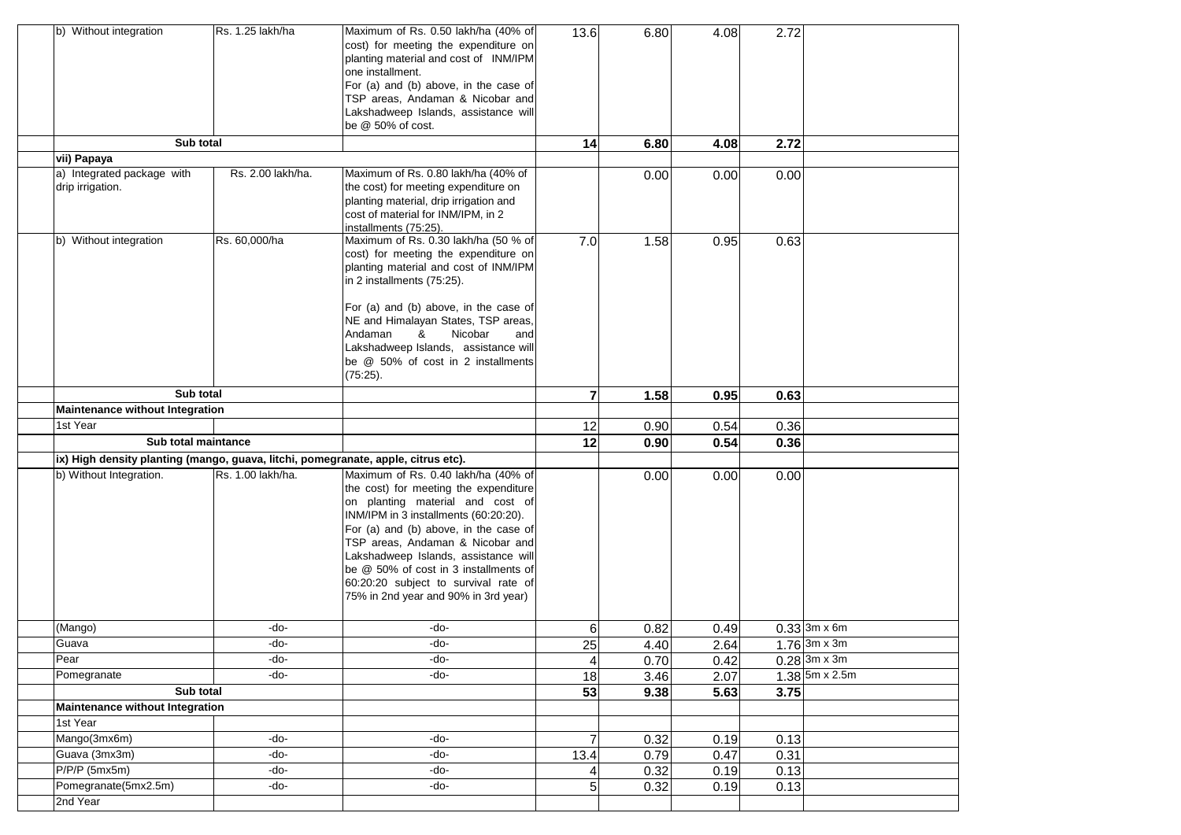| | | | | | | | |
|---|---|---|---|---|---|---|---|
| b) Without integration | Rs. 1.25 lakh/ha | Maximum of Rs. 0.50 lakh/ha (40% of cost) for meeting the expenditure on planting material and cost of INM/IPM one installment. For (a) and (b) above, in the case of TSP areas, Andaman & Nicobar and Lakshadweep Islands, assistance will be @ 50% of cost. | 13.6 | 6.80 | 4.08 | 2.72 | |
| **Sub total** | | | **14** | **6.80** | **4.08** | **2.72** | |
| **vii) Papaya** | | | | | | | |
| a) Integrated package with drip irrigation. | Rs. 2.00 lakh/ha. | Maximum of Rs. 0.80 lakh/ha (40% of the cost) for meeting expenditure on planting material, drip irrigation and cost of material for INM/IPM, in 2 installments (75:25). | | 0.00 | 0.00 | 0.00 | |
| b) Without integration | Rs. 60,000/ha | Maximum of Rs. 0.30 lakh/ha (50 % of cost) for meeting the expenditure on planting material and cost of INM/IPM in 2 installments (75:25). For (a) and (b) above, in the case of NE and Himalayan States, TSP areas, Andaman & Nicobar and Lakshadweep Islands, assistance will be @ 50% of cost in 2 installments (75:25). | 7.0 | 1.58 | 0.95 | 0.63 | |
| **Sub total** | | | **7** | **1.58** | **0.95** | **0.63** | |
| **Maintenance without Integration** | | | | | | | |
| 1st Year | | | 12 | 0.90 | 0.54 | 0.36 | |
| **Sub total maintance** | | | **12** | **0.90** | **0.54** | **0.36** | |
| **ix) High density planting (mango, guava, litchi, pomegranate, apple, citrus etc).** | | | | | | | |
| b) Without Integration. | Rs. 1.00 lakh/ha. | Maximum of Rs. 0.40 lakh/ha (40% of the cost) for meeting the expenditure on planting material and cost of INM/IPM in 3 installments (60:20:20). For (a) and (b) above, in the case of TSP areas, Andaman & Nicobar and Lakshadweep Islands, assistance will be @ 50% of cost in 3 installments of 60:20:20 subject to survival rate of 75% in 2nd year and 90% in 3rd year) | | 0.00 | 0.00 | 0.00 | |
| (Mango) | -do- | -do- | 6 | 0.82 | 0.49 | 0.33 | 3m x 6m |
| Guava | -do- | -do- | 25 | 4.40 | 2.64 | 1.76 | 3m x 3m |
| Pear | -do- | -do- | 4 | 0.70 | 0.42 | 0.28 | 3m x 3m |
| Pomegranate | -do- | -do- | 18 | 3.46 | 2.07 | 1.38 | 5m x 2.5m |
| **Sub total** | | | **53** | **9.38** | **5.63** | **3.75** | |
| **Maintenance without Integration** | | | | | | | |
| 1st Year | | | | | | | |
| Mango(3mx6m) | -do- | -do- | 7 | 0.32 | 0.19 | 0.13 | |
| Guava (3mx3m) | -do- | -do- | 13.4 | 0.79 | 0.47 | 0.31 | |
| P/P/P (5mx5m) | -do- | -do- | 4 | 0.32 | 0.19 | 0.13 | |
| Pomegranate(5mx2.5m) | -do- | -do- | 5 | 0.32 | 0.19 | 0.13 | |
| 2nd Year | | | | | | | |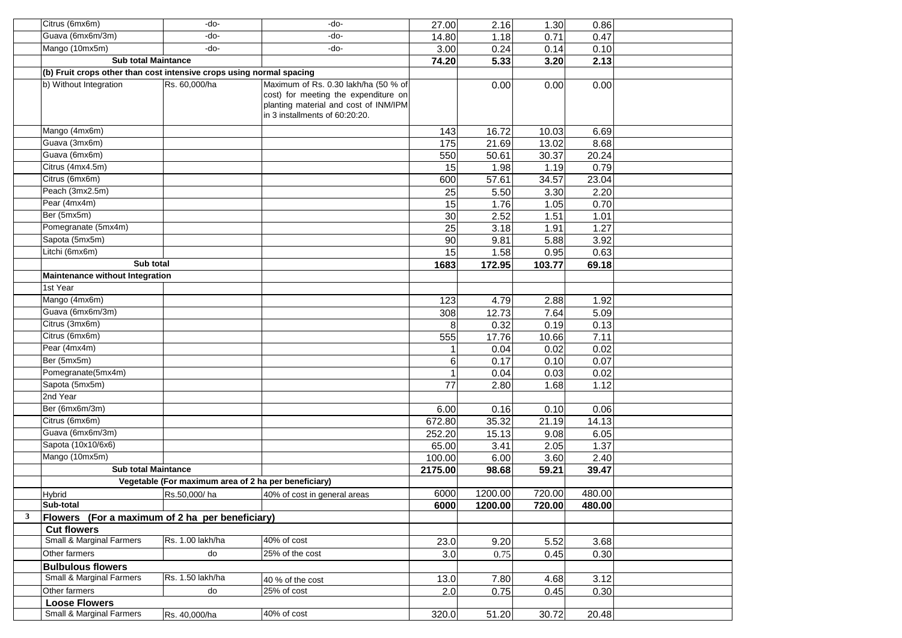|   |   |   |   |   |   |   |   |   |
|---|---|---|---|---|---|---|---|---|
|   | Citrus (6mx6m) | -do- | -do- | 27.00 | 2.16 | 1.30 | 0.86 |   |
|   | Guava (6mx6m/3m) | -do- | -do- | 14.80 | 1.18 | 0.71 | 0.47 |   |
|   | Mango (10mx5m) | -do- | -do- | 3.00 | 0.24 | 0.14 | 0.10 |   |
|   | **Sub total Maintance** |   |   | **74.20** | **5.33** | **3.20** | **2.13** |   |
|   | **(b) Fruit crops other than cost intensive crops using normal spacing** |   |   |   |   |   |   |   |
|   | b) Without Integration | Rs. 60,000/ha | Maximum of Rs. 0.30 lakh/ha (50 % of cost) for meeting the expenditure on planting material and cost of INM/IPM in 3 installments of 60:20:20. |   | 0.00 | 0.00 | 0.00 |   |
|   | Mango (4mx6m) |   |   | 143 | 16.72 | 10.03 | 6.69 |   |
|   | Guava (3mx6m) |   |   | 175 | 21.69 | 13.02 | 8.68 |   |
|   | Guava (6mx6m) |   |   | 550 | 50.61 | 30.37 | 20.24 |   |
|   | Citrus (4mx4.5m) |   |   | 15 | 1.98 | 1.19 | 0.79 |   |
|   | Citrus (6mx6m) |   |   | 600 | 57.61 | 34.57 | 23.04 |   |
|   | Peach (3mx2.5m) |   |   | 25 | 5.50 | 3.30 | 2.20 |   |
|   | Pear (4mx4m) |   |   | 15 | 1.76 | 1.05 | 0.70 |   |
|   | Ber (5mx5m) |   |   | 30 | 2.52 | 1.51 | 1.01 |   |
|   | Pomegranate (5mx4m) |   |   | 25 | 3.18 | 1.91 | 1.27 |   |
|   | Sapota (5mx5m) |   |   | 90 | 9.81 | 5.88 | 3.92 |   |
|   | Litchi (6mx6m) |   |   | 15 | 1.58 | 0.95 | 0.63 |   |
|   | **Sub total** |   |   | **1683** | **172.95** | **103.77** | **69.18** |   |
|   | **Maintenance without Integration** |   |   |   |   |   |   |   |
|   | 1st Year |   |   |   |   |   |   |   |
|   | Mango (4mx6m) |   |   | 123 | 4.79 | 2.88 | 1.92 |   |
|   | Guava (6mx6m/3m) |   |   | 308 | 12.73 | 7.64 | 5.09 |   |
|   | Citrus (3mx6m) |   |   | 8 | 0.32 | 0.19 | 0.13 |   |
|   | Citrus (6mx6m) |   |   | 555 | 17.76 | 10.66 | 7.11 |   |
|   | Pear (4mx4m) |   |   | 1 | 0.04 | 0.02 | 0.02 |   |
|   | Ber (5mx5m) |   |   | 6 | 0.17 | 0.10 | 0.07 |   |
|   | Pomegranate(5mx4m) |   |   | 1 | 0.04 | 0.03 | 0.02 |   |
|   | Sapota (5mx5m) |   |   | 77 | 2.80 | 1.68 | 1.12 |   |
|   | 2nd Year |   |   |   |   |   |   |   |
|   | Ber (6mx6m/3m) |   |   | 6.00 | 0.16 | 0.10 | 0.06 |   |
|   | Citrus (6mx6m) |   |   | 672.80 | 35.32 | 21.19 | 14.13 |   |
|   | Guava (6mx6m/3m) |   |   | 252.20 | 15.13 | 9.08 | 6.05 |   |
|   | Sapota (10x10/6x6) |   |   | 65.00 | 3.41 | 2.05 | 1.37 |   |
|   | Mango (10mx5m) |   |   | 100.00 | 6.00 | 3.60 | 2.40 |   |
|   | **Sub total Maintance** |   |   | **2175.00** | **98.68** | **59.21** | **39.47** |   |
|   |   | **Vegetable (For maximum area of 2 ha per beneficiary)** |   |   |   |   |   |   |
|   | Hybrid | Rs.50,000/ ha | 40% of cost in general areas | 6000 | 1200.00 | 720.00 | 480.00 |   |
|   | **Sub-total** |   |   | **6000** | **1200.00** | **720.00** | **480.00** |   |
| **3** | **Flowers (For a maximum of 2 ha per beneficiary)** |   |   |   |   |   |   |   |
|   | **Cut flowers** |   |   |   |   |   |   |   |
|   | Small & Marginal Farmers | Rs. 1.00 lakh/ha | 40% of cost | 23.0 | 9.20 | 5.52 | 3.68 |   |
|   | Other farmers | do | 25% of the cost | 3.0 | 0.75 | 0.45 | 0.30 |   |
|   | **Bulbulous flowers** |   |   |   |   |   |   |   |
|   | Small & Marginal Farmers | Rs. 1.50 lakh/ha | 40 % of the cost | 13.0 | 7.80 | 4.68 | 3.12 |   |
|   | Other farmers | do | 25% of cost | 2.0 | 0.75 | 0.45 | 0.30 |   |
|   | **Loose Flowers** |   |   |   |   |   |   |   |
|   | Small & Marginal Farmers | Rs. 40,000/ha | 40% of cost | 320.0 | 51.20 | 30.72 | 20.48 |   |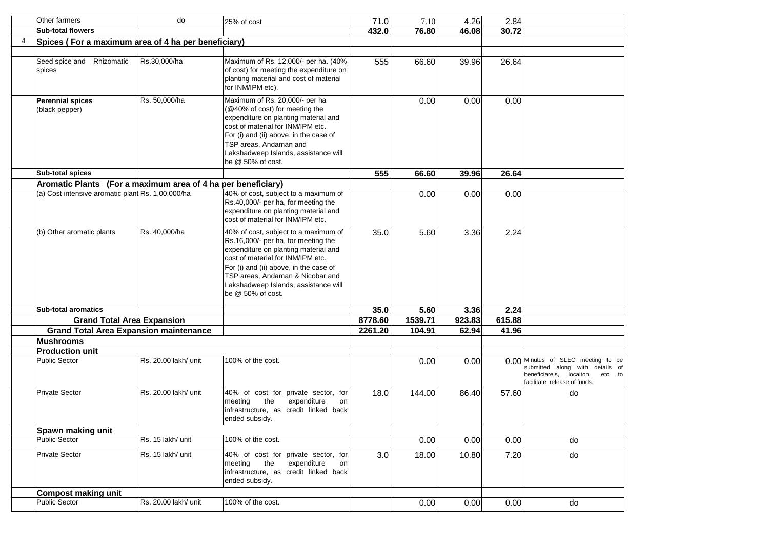|   |   |   |   |   |   |   |   |   |
|---|---|---|---|---|---|---|---|---|
| | Other farmers | do | 25% of cost | 71.0 | 7.10 | 4.26 | 2.84 | |
| | **Sub-total flowers** | | | **432.0** | **76.80** | **46.08** | **30.72** | |
| **4** | **Spices ( For a maximum area of 4 ha per beneficiary)** | | | | | | | |
| | | | | | | | | |
| | Seed spice and Rhizomatic spices | Rs.30,000/ha | Maximum of Rs. 12,000/- per ha. (40% of cost) for meeting the expenditure on planting material and cost of material for INM/IPM etc). | 555 | 66.60 | 39.96 | 26.64 | |
| | **Perennial spices** (black pepper) | Rs. 50,000/ha | Maximum of Rs. 20,000/- per ha (@40% of cost) for meeting the expenditure on planting material and cost of material for INM/IPM etc. For (i) and (ii) above, in the case of TSP areas, Andaman and Lakshadweep Islands, assistance will be @ 50% of cost. | | 0.00 | 0.00 | 0.00 | |
| | **Sub-total spices** | | | **555** | **66.60** | **39.96** | **26.64** | |
| | **Aromatic Plants (For a maximum area of 4 ha per beneficiary)** | | | | | | | |
| | (a) Cost intensive aromatic plant | Rs. 1,00,000/ha | 40% of cost, subject to a maximum of Rs.40,000/- per ha, for meeting the expenditure on planting material and cost of material for INM/IPM etc. | | 0.00 | 0.00 | 0.00 | |
| | (b) Other aromatic plants | Rs. 40,000/ha | 40% of cost, subject to a maximum of Rs.16,000/- per ha, for meeting the expenditure on planting material and cost of material for INM/IPM etc. For (i) and (ii) above, in the case of TSP areas, Andaman & Nicobar and Lakshadweep Islands, assistance will be @ 50% of cost. | 35.0 | 5.60 | 3.36 | 2.24 | |
| | **Sub-total aromatics** | | | **35.0** | **5.60** | **3.36** | **2.24** | |
| | **Grand Total Area Expansion** | | | **8778.60** | **1539.71** | **923.83** | **615.88** | |
| | **Grand Total Area Expansion maintenance** | | | **2261.20** | **104.91** | **62.94** | **41.96** | |
| | **Mushrooms** | | | | | | | |
| | **Production unit** | | | | | | | |
| | Public Sector | Rs. 20.00 lakh/ unit | 100% of the cost. | | 0.00 | 0.00 | 0.00 | Minutes of SLEC meeting to be submitted along with details of beneficiareis, locaiton, etc to facilitate release of funds. |
| | Private Sector | Rs. 20.00 lakh/ unit | 40% of cost for private sector, for meeting the expenditure on infrastructure, as credit linked back ended subsidy. | 18.0 | 144.00 | 86.40 | 57.60 | do |
| | **Spawn making unit** | | | | | | | |
| | Public Sector | Rs. 15 lakh/ unit | 100% of the cost. | | 0.00 | 0.00 | 0.00 | do |
| | Private Sector | Rs. 15 lakh/ unit | 40% of cost for private sector, for meeting the expenditure on infrastructure, as credit linked back ended subsidy. | 3.0 | 18.00 | 10.80 | 7.20 | do |
| | **Compost making unit** | | | | | | | |
| | Public Sector | Rs. 20.00 lakh/ unit | 100% of the cost. | | 0.00 | 0.00 | 0.00 | do |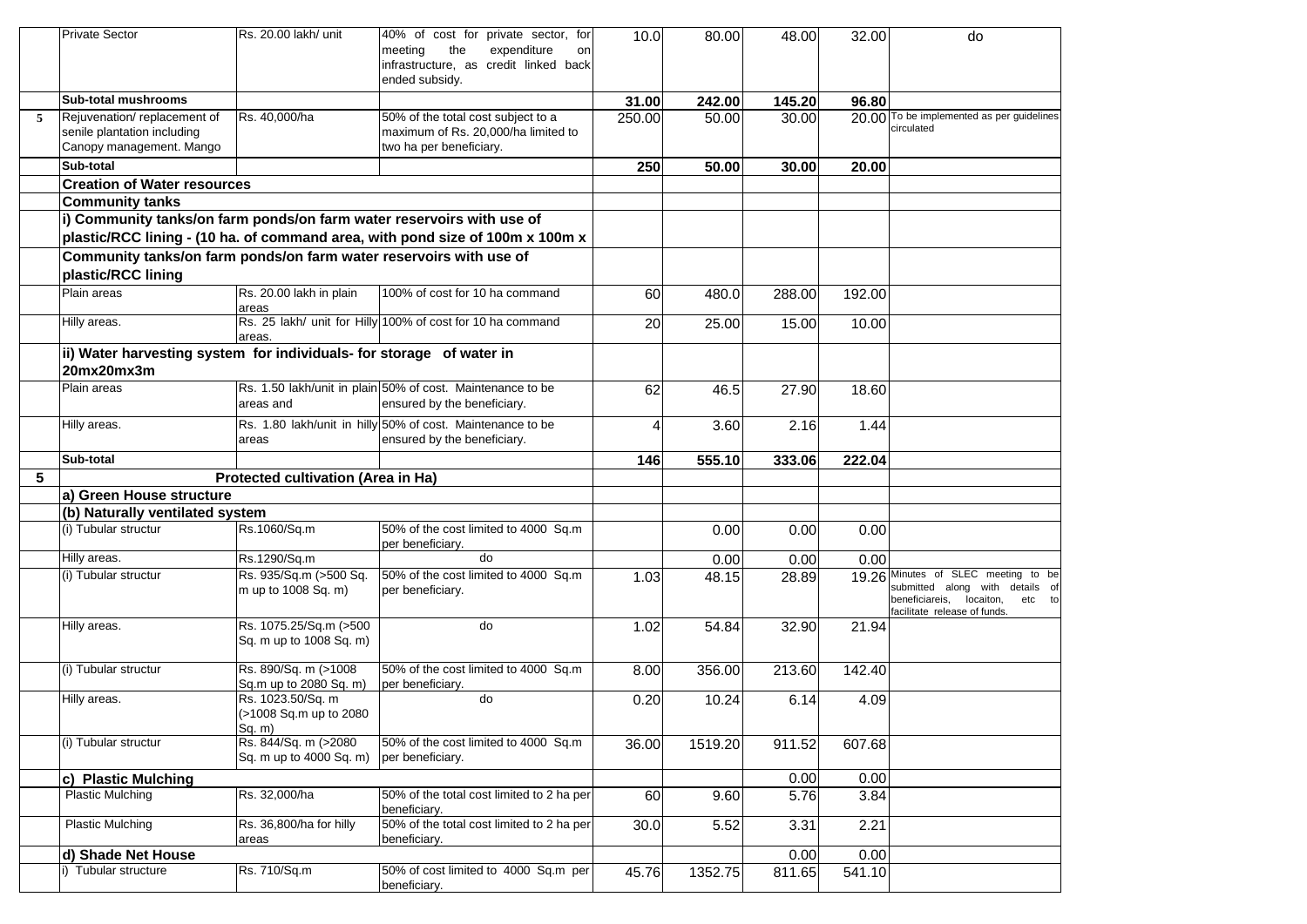|   |   |   |   |   |   |   |   |   |
|---|---|---|---|---|---|---|---|---|
|   | Private Sector | Rs. 20.00 lakh/ unit | 40% of cost for private sector, for meeting the expenditure on infrastructure, as credit linked back ended subsidy. | 10.0 | 80.00 | 48.00 | 32.00 | do |
|   | **Sub-total mushrooms** |   |   | **31.00** | **242.00** | **145.20** | **96.80** |   |
| 5 | Rejuvenation/ replacement of senile plantation including Canopy management. Mango | Rs. 40,000/ha | 50% of the total cost subject to a maximum of Rs. 20,000/ha limited to two ha per beneficiary. | 250.00 | 50.00 | 30.00 | 20.00 | To be implemented as per guidelines circulated |
|   | **Sub-total** |   |   | **250** | **50.00** | **30.00** | **20.00** |   |
|   | **Creation of Water resources** |   |   |   |   |   |   |   |
|   | **Community tanks** |   |   |   |   |   |   |   |
|   | **i) Community tanks/on farm ponds/on farm water reservoirs with use of plastic/RCC lining - (10 ha. of command area, with pond size of 100m x 100m x** |   |   |   |   |   |   |   |
|   | **Community tanks/on farm ponds/on farm water reservoirs with use of plastic/RCC lining** |   |   |   |   |   |   |   |
|   | Plain areas | Rs. 20.00 lakh in plain areas | 100% of cost for 10 ha command | 60 | 480.0 | 288.00 | 192.00 |   |
|   | Hilly areas. | Rs. 25 lakh/ unit for Hilly areas. | 100% of cost for 10 ha command | 20 | 25.00 | 15.00 | 10.00 |   |
|   | **ii) Water harvesting system for individuals- for storage of water in 20mx20mx3m** |   |   |   |   |   |   |   |
|   | Plain areas | Rs. 1.50 lakh/unit in plain areas and | 50% of cost. Maintenance to be ensured by the beneficiary. | 62 | 46.5 | 27.90 | 18.60 |   |
|   | Hilly areas. | Rs. 1.80 lakh/unit in hilly areas | 50% of cost. Maintenance to be ensured by the beneficiary. | 4 | 3.60 | 2.16 | 1.44 |   |
|   | **Sub-total** |   |   | **146** | **555.10** | **333.06** | **222.04** |   |
| **5** | **Protected cultivation (Area in Ha)** |   |   |   |   |   |   |   |
|   | **a) Green House structure** |   |   |   |   |   |   |   |
|   | **(b) Naturally ventilated system** |   |   |   |   |   |   |   |
|   | (i) Tubular structur | Rs.1060/Sq.m | 50% of the cost limited to 4000 Sq.m per beneficiary. |   | 0.00 | 0.00 | 0.00 |   |
|   | Hilly areas. | Rs.1290/Sq.m | do |   | 0.00 | 0.00 | 0.00 |   |
|   | (i) Tubular structur | Rs. 935/Sq.m (>500 Sq. m up to 1008 Sq. m) | 50% of the cost limited to 4000 Sq.m per beneficiary. | 1.03 | 48.15 | 28.89 | 19.26 | Minutes of SLEC meeting to be submitted along with details of beneficiareis, locaiton, etc to facilitate release of funds. |
|   | Hilly areas. | Rs. 1075.25/Sq.m (>500 Sq. m up to 1008 Sq. m) | do | 1.02 | 54.84 | 32.90 | 21.94 |   |
|   | (i) Tubular structur | Rs. 890/Sq. m (>1008 Sq.m up to 2080 Sq. m) | 50% of the cost limited to 4000 Sq.m per beneficiary. | 8.00 | 356.00 | 213.60 | 142.40 |   |
|   | Hilly areas. | Rs. 1023.50/Sq. m (>1008 Sq.m up to 2080 Sq. m) | do | 0.20 | 10.24 | 6.14 | 4.09 |   |
|   | (i) Tubular structur | Rs. 844/Sq. m (>2080 Sq. m up to 4000 Sq. m) | 50% of the cost limited to 4000 Sq.m per beneficiary. | 36.00 | 1519.20 | 911.52 | 607.68 |   |
|   | **c) Plastic Mulching** |   |   |   |   | 0.00 | 0.00 |   |
|   | Plastic Mulching | Rs. 32,000/ha | 50% of the total cost limited to 2 ha per beneficiary. | 60 | 9.60 | 5.76 | 3.84 |   |
|   | Plastic Mulching | Rs. 36,800/ha for hilly areas | 50% of the total cost limited to 2 ha per beneficiary. | 30.0 | 5.52 | 3.31 | 2.21 |   |
|   | **d) Shade Net House** |   |   |   |   | 0.00 | 0.00 |   |
|   | i) Tubular structure | Rs. 710/Sq.m | 50% of cost limited to 4000 Sq.m per beneficiary. | 45.76 | 1352.75 | 811.65 | 541.10 |   |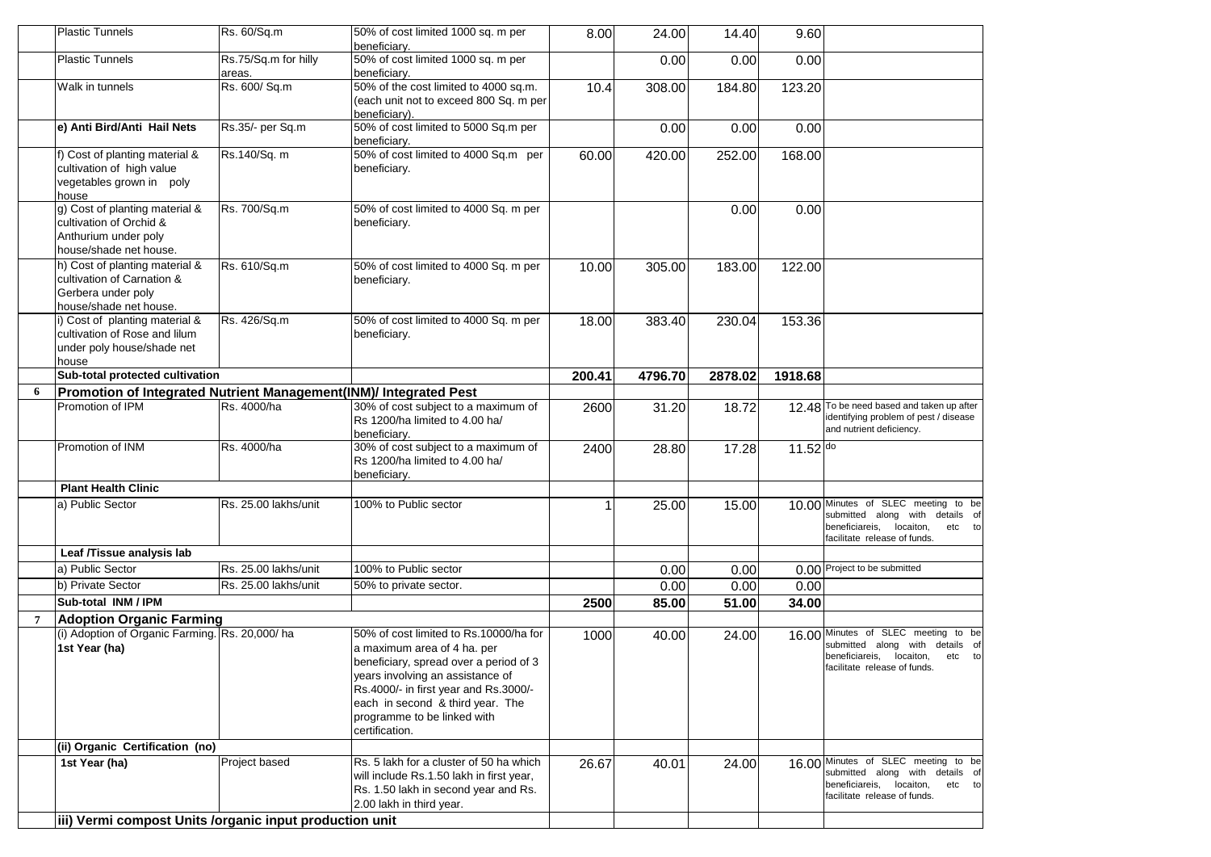| | | | | | | | | |
|---|---|---|---|---|---|---|---|---|
| | Plastic Tunnels | Rs. 60/Sq.m | 50% of cost limited 1000 sq. m per beneficiary. | 8.00 | 24.00 | 14.40 | 9.60 | |
| | Plastic Tunnels | Rs.75/Sq.m for hilly areas. | 50% of cost limited 1000 sq. m per beneficiary. | | 0.00 | 0.00 | 0.00 | |
| | Walk in tunnels | Rs. 600/ Sq.m | 50% of the cost limited to 4000 sq.m. (each unit not to exceed 800 Sq. m per beneficiary). | 10.4 | 308.00 | 184.80 | 123.20 | |
| | **e) Anti Bird/Anti Hail Nets** | Rs.35/- per Sq.m | 50% of cost limited to 5000 Sq.m per beneficiary. | | 0.00 | 0.00 | 0.00 | |
| | f) Cost of planting material & cultivation of high value vegetables grown in poly house | Rs.140/Sq. m | 50% of cost limited to 4000 Sq.m per beneficiary. | 60.00 | 420.00 | 252.00 | 168.00 | |
| | g) Cost of planting material & cultivation of Orchid & Anthurium under poly house/shade net house. | Rs. 700/Sq.m | 50% of cost limited to 4000 Sq. m per beneficiary. | | | 0.00 | 0.00 | |
| | h) Cost of planting material & cultivation of Carnation & Gerbera under poly house/shade net house. | Rs. 610/Sq.m | 50% of cost limited to 4000 Sq. m per beneficiary. | 10.00 | 305.00 | 183.00 | 122.00 | |
| | i) Cost of planting material & cultivation of Rose and lilum under poly house/shade net house | Rs. 426/Sq.m | 50% of cost limited to 4000 Sq. m per beneficiary. | 18.00 | 383.40 | 230.04 | 153.36 | |
| | **Sub-total protected cultivation** | | | **200.41** | **4796.70** | **2878.02** | **1918.68** | |
| **6** | **Promotion of Integrated Nutrient Management(INM)/ Integrated Pest** | | | | | | | |
| | Promotion of IPM | Rs. 4000/ha | 30% of cost subject to a maximum of Rs 1200/ha limited to 4.00 ha/ beneficiary. | 2600 | 31.20 | 18.72 | 12.48 | To be need based and taken up after identifying problem of pest / disease and nutrient deficiency. |
| | Promotion of INM | Rs. 4000/ha | 30% of cost subject to a maximum of Rs 1200/ha limited to 4.00 ha/ beneficiary. | 2400 | 28.80 | 17.28 | 11.52 | do |
| | **Plant Health Clinic** | | | | | | | |
| | a) Public Sector | Rs. 25.00 lakhs/unit | 100% to Public sector | 1 | 25.00 | 15.00 | 10.00 | Minutes of SLEC meeting to be submitted along with details of beneficiareis, locaiton, etc to facilitate release of funds. |
| | **Leaf /Tissue analysis lab** | | | | | | | |
| | a) Public Sector | Rs. 25.00 lakhs/unit | 100% to Public sector | | 0.00 | 0.00 | 0.00 | Project to be submitted |
| | b) Private Sector | Rs. 25.00 lakhs/unit | 50% to private sector. | | 0.00 | 0.00 | 0.00 | |
| | **Sub-total INM / IPM** | | | **2500** | **85.00** | **51.00** | **34.00** | |
| **7** | **Adoption Organic Farming** | | | | | | | |
| | **(i) Adoption of Organic Farming. 1st Year (ha)** | Rs. 20,000/ ha | 50% of cost limited to Rs.10000/ha for a maximum area of 4 ha. per beneficiary, spread over a period of 3 years involving an assistance of Rs.4000/- in first year and Rs.3000/- each in second & third year. The programme to be linked with certification. | 1000 | 40.00 | 24.00 | 16.00 | Minutes of SLEC meeting to be submitted along with details of beneficiareis, locaiton, etc to facilitate release of funds. |
| | **(ii) Organic Certification (no)** | | | | | | | |
| | **1st Year (ha)** | Project based | Rs. 5 lakh for a cluster of 50 ha which will include Rs.1.50 lakh in first year, Rs. 1.50 lakh in second year and Rs. 2.00 lakh in third year. | 26.67 | 40.01 | 24.00 | 16.00 | Minutes of SLEC meeting to be submitted along with details of beneficiareis, locaiton, etc to facilitate release of funds. |
| | **iii) Vermi compost Units /organic input production unit** | | | | | | | |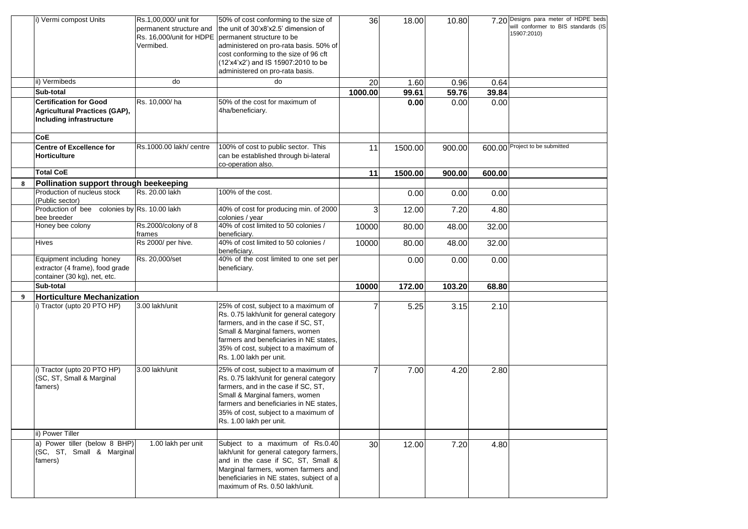|   |   |   |   |   |   |   |   |   |
|---|---|---|---|---|---|---|---|---|
|   | i) Vermi compost Units | Rs.1,00,000/ unit for permanent structure and Rs. 16,000/unit for HDPE Vermibed. | 50% of cost conforming to the size of the unit of 30'x8'x2.5' dimension of permanent structure to be administered on pro-rata basis. 50% of cost conforming to the size of 96 cft (12'x4'x2') and IS 15907:2010 to be administered on pro-rata basis. | 36 | 18.00 | 10.80 | 7.20 | Designs para meter of HDPE beds will conformer to BIS standards (IS 15907:2010) |
|   | ii) Vermibeds | do | do | 20 | 1.60 | 0.96 | 0.64 |   |
|   | **Sub-total** |   |   | **1000.00** | **99.61** | **59.76** | **39.84** |   |
|   | **Certification for Good Agricultural Practices (GAP), Including infrastructure** | Rs. 10,000/ ha | 50% of the cost for maximum of 4ha/beneficiary. |   | **0.00** | 0.00 | 0.00 |   |
|   | **CoE** |   |   |   |   |   |   |   |
|   | **Centre of Excellence for Horticulture** | Rs.1000.00 lakh/ centre | 100% of cost to public sector. This can be established through bi-lateral co-operation also. | 11 | 1500.00 | 900.00 | 600.00 | Project to be submitted |
|   | **Total CoE** |   |   | **11** | **1500.00** | **900.00** | **600.00** |   |
| **8** | **Pollination support through beekeeping** |   |   |   |   |   |   |   |
|   | Production of nucleus stock (Public sector) | Rs. 20.00 lakh | 100% of the cost. |   | 0.00 | 0.00 | 0.00 |   |
|   | Production of bee colonies by bee breeder | Rs. 10.00 lakh | 40% of cost for producing min. of 2000 colonies / year | 3 | 12.00 | 7.20 | 4.80 |   |
|   | Honey bee colony | Rs.2000/colony of 8 frames | 40% of cost limited to 50 colonies / beneficiary. | 10000 | 80.00 | 48.00 | 32.00 |   |
|   | Hives | Rs 2000/ per hive. | 40% of cost limited to 50 colonies / beneficiary. | 10000 | 80.00 | 48.00 | 32.00 |   |
|   | Equipment including honey extractor (4 frame), food grade container (30 kg), net, etc. | Rs. 20,000/set | 40% of the cost limited to one set per beneficiary. |   | 0.00 | 0.00 | 0.00 |   |
|   | **Sub-total** |   |   | **10000** | **172.00** | **103.20** | **68.80** |   |
| **9** | **Horticulture Mechanization** |   |   |   |   |   |   |   |
|   | i) Tractor (upto 20 PTO HP) | 3.00 lakh/unit | 25% of cost, subject to a maximum of Rs. 0.75 lakh/unit for general category farmers, and in the case if SC, ST, Small & Marginal famers, women farmers and beneficiaries in NE states, 35% of cost, subject to a maximum of Rs. 1.00 lakh per unit. | 7 | 5.25 | 3.15 | 2.10 |   |
|   | i) Tractor (upto 20 PTO HP) (SC, ST, Small & Marginal famers) | 3.00 lakh/unit | 25% of cost, subject to a maximum of Rs. 0.75 lakh/unit for general category farmers, and in the case if SC, ST, Small & Marginal famers, women farmers and beneficiaries in NE states, 35% of cost, subject to a maximum of Rs. 1.00 lakh per unit. | 7 | 7.00 | 4.20 | 2.80 |   |
|   | ii) Power Tiller |   |   |   |   |   |   |   |
|   | a) Power tiller (below 8 BHP) (SC, ST, Small & Marginal famers) | 1.00 lakh per unit | Subject to a maximum of Rs.0.40 lakh/unit for general category farmers, and in the case if SC, ST, Small & Marginal farmers, women farmers and beneficiaries in NE states, subject of a maximum of Rs. 0.50 lakh/unit. | 30 | 12.00 | 7.20 | 4.80 |   |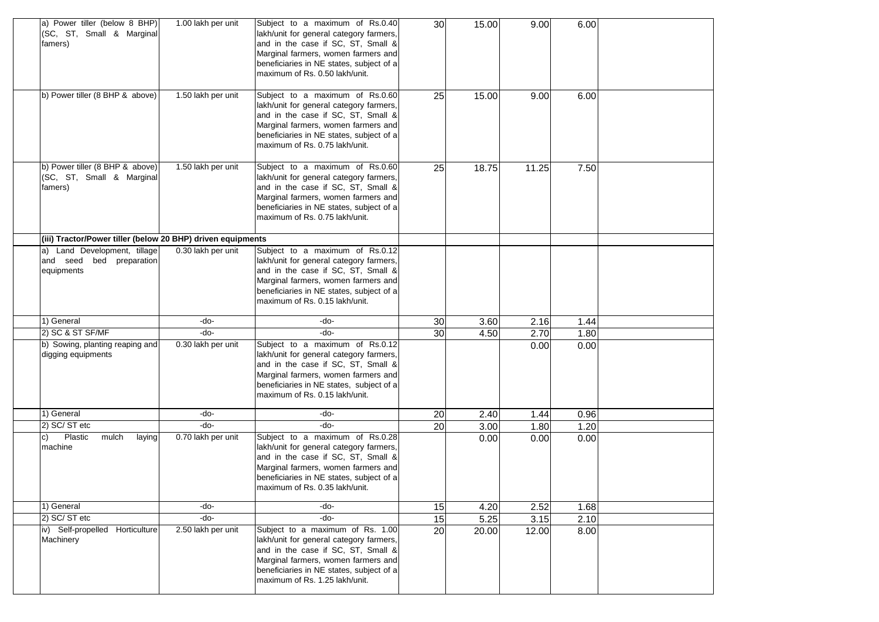| | | | | | | | |
|---|---|---|---|---|---|---|---|
| a) Power tiller (below 8 BHP) (SC, ST, Small & Marginal famers) | 1.00 lakh per unit | Subject to a maximum of Rs.0.40 lakh/unit for general category farmers, and in the case if SC, ST, Small & Marginal farmers, women farmers and beneficiaries in NE states, subject of a maximum of Rs. 0.50 lakh/unit. | 30 | 15.00 | 9.00 | 6.00 | |
| b) Power tiller (8 BHP & above) | 1.50 lakh per unit | Subject to a maximum of Rs.0.60 lakh/unit for general category farmers, and in the case if SC, ST, Small & Marginal farmers, women farmers and beneficiaries in NE states, subject of a maximum of Rs. 0.75 lakh/unit. | 25 | 15.00 | 9.00 | 6.00 | |
| b) Power tiller (8 BHP & above) (SC, ST, Small & Marginal famers) | 1.50 lakh per unit | Subject to a maximum of Rs.0.60 lakh/unit for general category farmers, and in the case if SC, ST, Small & Marginal farmers, women farmers and beneficiaries in NE states, subject of a maximum of Rs. 0.75 lakh/unit. | 25 | 18.75 | 11.25 | 7.50 | |
| **(iii) Tractor/Power tiller (below 20 BHP) driven equipments** | | | | | | | |
| a) Land Development, tillage and seed bed preparation equipments | 0.30 lakh per unit | Subject to a maximum of Rs.0.12 lakh/unit for general category farmers, and in the case if SC, ST, Small & Marginal farmers, women farmers and beneficiaries in NE states, subject of a maximum of Rs. 0.15 lakh/unit. | | | | | |
| 1) General | -do- | -do- | 30 | 3.60 | 2.16 | 1.44 | |
| 2) SC & ST SF/MF | -do- | -do- | 30 | 4.50 | 2.70 | 1.80 | |
| b) Sowing, planting reaping and digging equipments | 0.30 lakh per unit | Subject to a maximum of Rs.0.12 lakh/unit for general category farmers, and in the case if SC, ST, Small & Marginal farmers, women farmers and beneficiaries in NE states, subject of a maximum of Rs. 0.15 lakh/unit. | | | 0.00 | 0.00 | |
| 1) General | -do- | -do- | 20 | 2.40 | 1.44 | 0.96 | |
| 2) SC/ ST etc | -do- | -do- | 20 | 3.00 | 1.80 | 1.20 | |
| c) Plastic mulch laying machine | 0.70 lakh per unit | Subject to a maximum of Rs.0.28 lakh/unit for general category farmers, and in the case if SC, ST, Small & Marginal farmers, women farmers and beneficiaries in NE states, subject of a maximum of Rs. 0.35 lakh/unit. | | 0.00 | 0.00 | 0.00 | |
| 1) General | -do- | -do- | 15 | 4.20 | 2.52 | 1.68 | |
| 2) SC/ ST etc | -do- | -do- | 15 | 5.25 | 3.15 | 2.10 | |
| iv) Self-propelled Horticulture Machinery | 2.50 lakh per unit | Subject to a maximum of Rs. 1.00 lakh/unit for general category farmers, and in the case if SC, ST, Small & Marginal farmers, women farmers and beneficiaries in NE states, subject of a maximum of Rs. 1.25 lakh/unit. | 20 | 20.00 | 12.00 | 8.00 | |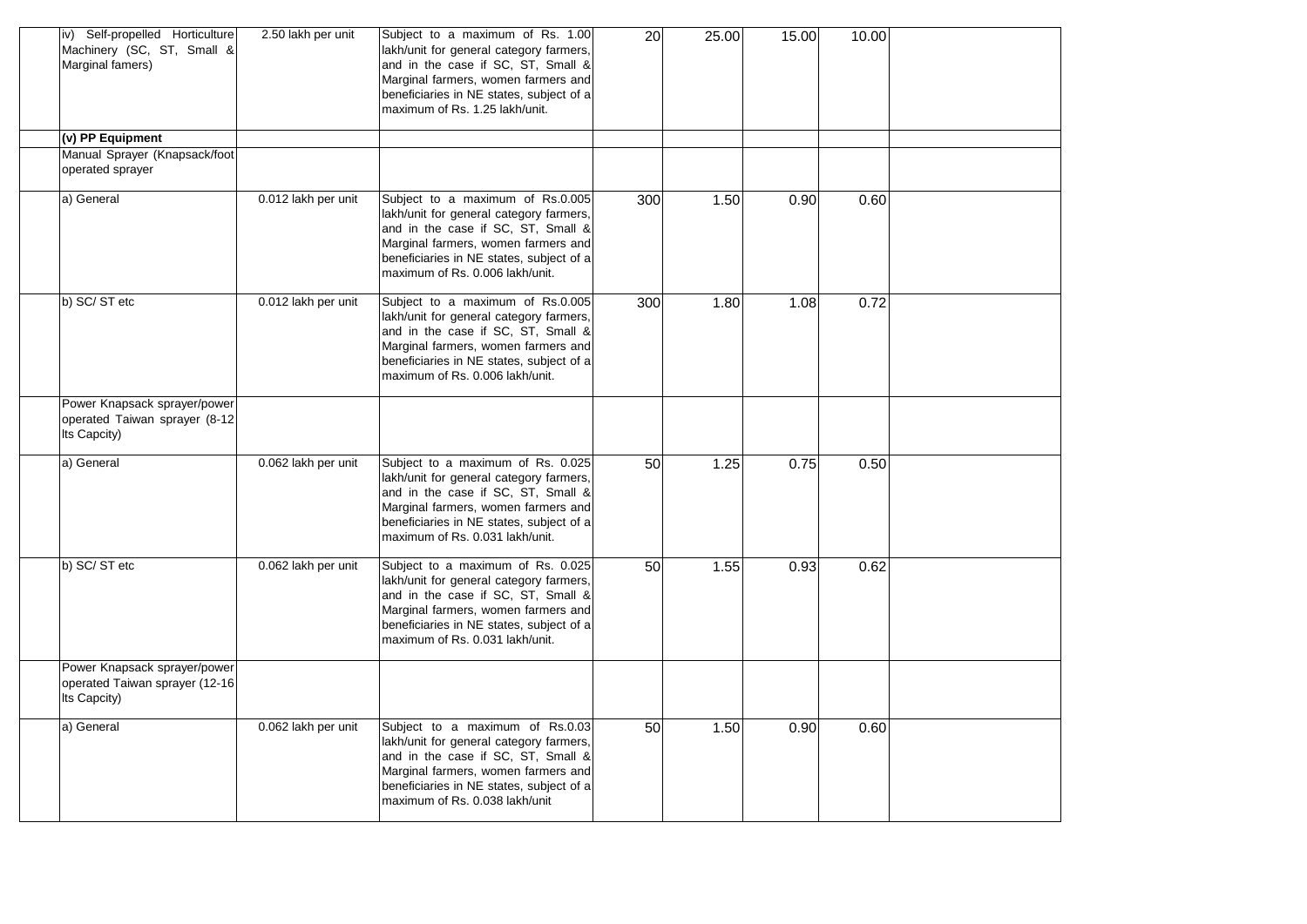| | | | | | | | | |
|---|---|---|---|---|---|---|---|---|
| | iv) Self-propelled Horticulture Machinery (SC, ST, Small & Marginal famers) | 2.50 lakh per unit | Subject to a maximum of Rs. 1.00 lakh/unit for general category farmers, and in the case if SC, ST, Small & Marginal farmers, women farmers and beneficiaries in NE states, subject of a maximum of Rs. 1.25 lakh/unit. | 20 | 25.00 | 15.00 | 10.00 | |
| | **(v) PP Equipment** | | | | | | | |
| | Manual Sprayer (Knapsack/foot operated sprayer | | | | | | | |
| | a) General | 0.012 lakh per unit | Subject to a maximum of Rs.0.005 lakh/unit for general category farmers, and in the case if SC, ST, Small & Marginal farmers, women farmers and beneficiaries in NE states, subject of a maximum of Rs. 0.006 lakh/unit. | 300 | 1.50 | 0.90 | 0.60 | |
| | b) SC/ ST etc | 0.012 lakh per unit | Subject to a maximum of Rs.0.005 lakh/unit for general category farmers, and in the case if SC, ST, Small & Marginal farmers, women farmers and beneficiaries in NE states, subject of a maximum of Rs. 0.006 lakh/unit. | 300 | 1.80 | 1.08 | 0.72 | |
| | Power Knapsack sprayer/power operated Taiwan sprayer (8-12 lts Capcity) | | | | | | | |
| | a) General | 0.062 lakh per unit | Subject to a maximum of Rs. 0.025 lakh/unit for general category farmers, and in the case if SC, ST, Small & Marginal farmers, women farmers and beneficiaries in NE states, subject of a maximum of Rs. 0.031 lakh/unit. | 50 | 1.25 | 0.75 | 0.50 | |
| | b) SC/ ST etc | 0.062 lakh per unit | Subject to a maximum of Rs. 0.025 lakh/unit for general category farmers, and in the case if SC, ST, Small & Marginal farmers, women farmers and beneficiaries in NE states, subject of a maximum of Rs. 0.031 lakh/unit. | 50 | 1.55 | 0.93 | 0.62 | |
| | Power Knapsack sprayer/power operated Taiwan sprayer (12-16 lts Capcity) | | | | | | | |
| | a) General | 0.062 lakh per unit | Subject to a maximum of Rs.0.03 lakh/unit for general category farmers, and in the case if SC, ST, Small & Marginal farmers, women farmers and beneficiaries in NE states, subject of a maximum of Rs. 0.038 lakh/unit | 50 | 1.50 | 0.90 | 0.60 | |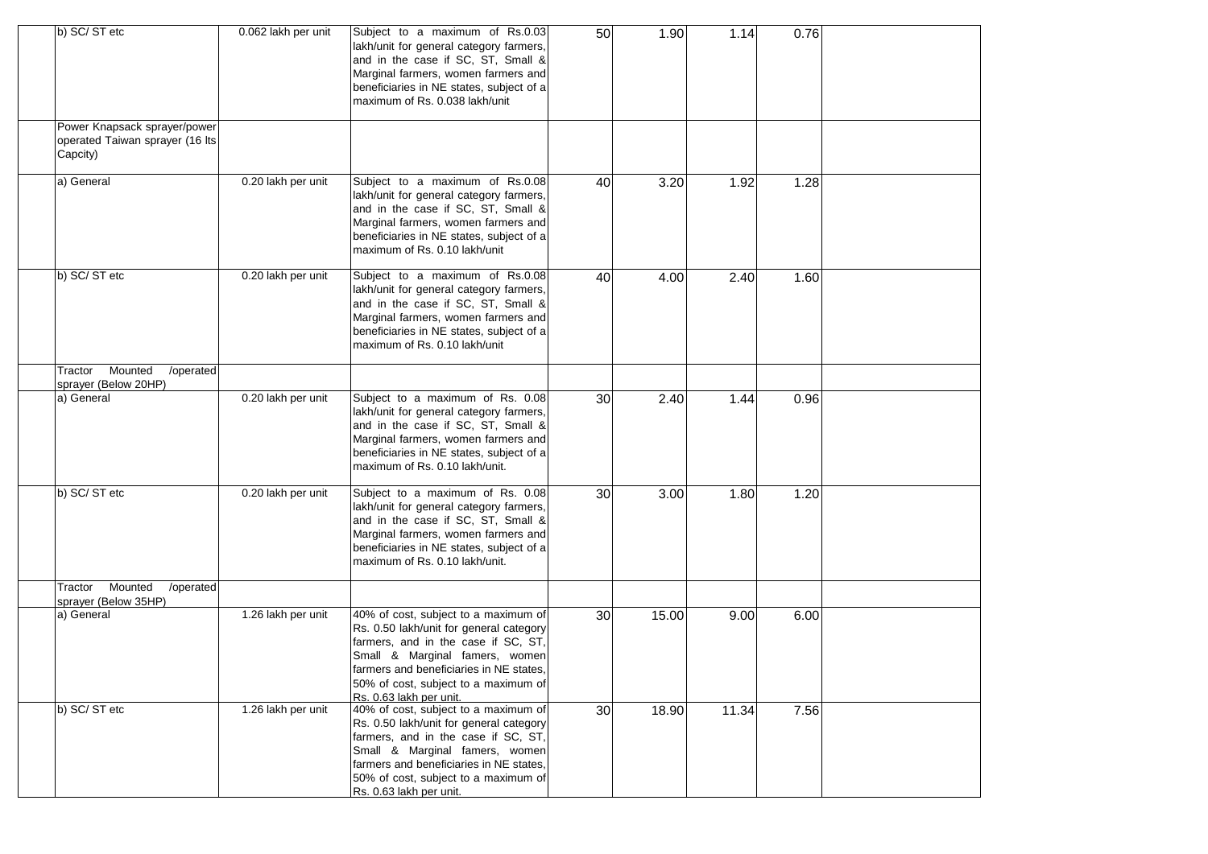| | | | | | | | | |
|---|---|---|---|---|---|---|---|---|
| | b) SC/ ST etc | 0.062 lakh per unit | Subject to a maximum of Rs.0.03 lakh/unit for general category farmers, and in the case if SC, ST, Small & Marginal farmers, women farmers and beneficiaries in NE states, subject of a maximum of Rs. 0.038 lakh/unit | 50 | 1.90 | 1.14 | 0.76 | |
| | Power Knapsack sprayer/power operated Taiwan sprayer (16 lts Capcity) | | | | | | | |
| | a) General | 0.20 lakh per unit | Subject to a maximum of Rs.0.08 lakh/unit for general category farmers, and in the case if SC, ST, Small & Marginal farmers, women farmers and beneficiaries in NE states, subject of a maximum of Rs. 0.10 lakh/unit | 40 | 3.20 | 1.92 | 1.28 | |
| | b) SC/ ST etc | 0.20 lakh per unit | Subject to a maximum of Rs.0.08 lakh/unit for general category farmers, and in the case if SC, ST, Small & Marginal farmers, women farmers and beneficiaries in NE states, subject of a maximum of Rs. 0.10 lakh/unit | 40 | 4.00 | 2.40 | 1.60 | |
| | Tractor Mounted /operated sprayer (Below 20HP) | | | | | | | |
| | a) General | 0.20 lakh per unit | Subject to a maximum of Rs. 0.08 lakh/unit for general category farmers, and in the case if SC, ST, Small & Marginal farmers, women farmers and beneficiaries in NE states, subject of a maximum of Rs. 0.10 lakh/unit. | 30 | 2.40 | 1.44 | 0.96 | |
| | b) SC/ ST etc | 0.20 lakh per unit | Subject to a maximum of Rs. 0.08 lakh/unit for general category farmers, and in the case if SC, ST, Small & Marginal farmers, women farmers and beneficiaries in NE states, subject of a maximum of Rs. 0.10 lakh/unit. | 30 | 3.00 | 1.80 | 1.20 | |
| | Tractor Mounted /operated sprayer (Below 35HP) | | | | | | | |
| | a) General | 1.26 lakh per unit | 40% of cost, subject to a maximum of Rs. 0.50 lakh/unit for general category farmers, and in the case if SC, ST, Small & Marginal famers, women farmers and beneficiaries in NE states, 50% of cost, subject to a maximum of Rs. 0.63 lakh per unit. | 30 | 15.00 | 9.00 | 6.00 | |
| | b) SC/ ST etc | 1.26 lakh per unit | 40% of cost, subject to a maximum of Rs. 0.50 lakh/unit for general category farmers, and in the case if SC, ST, Small & Marginal famers, women farmers and beneficiaries in NE states, 50% of cost, subject to a maximum of Rs. 0.63 lakh per unit. | 30 | 18.90 | 11.34 | 7.56 | |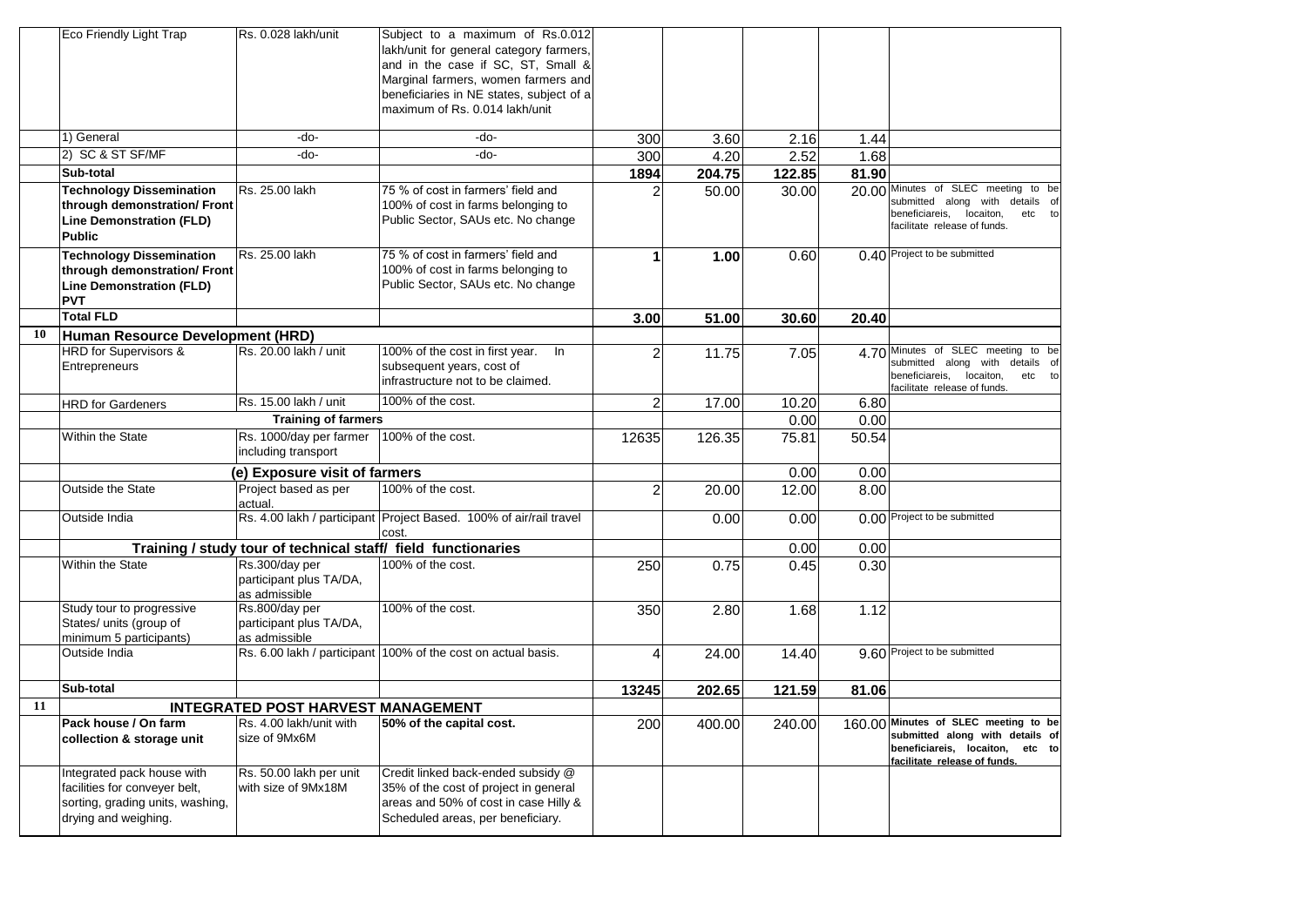| | | | | | | | | |
|---|---|---|---|---|---|---|---|---|
| | Eco Friendly Light Trap | Rs. 0.028 lakh/unit | Subject to a maximum of Rs.0.012 lakh/unit for general category farmers, and in the case if SC, ST, Small & Marginal farmers, women farmers and beneficiaries in NE states, subject of a maximum of Rs. 0.014 lakh/unit | | | | | |
| | 1) General | -do- | -do- | 300 | 3.60 | 2.16 | 1.44 | |
| | 2) SC & ST SF/MF | -do- | -do- | 300 | 4.20 | 2.52 | 1.68 | |
| | **Sub-total** | | | **1894** | **204.75** | **122.85** | **81.90** | |
| | **Technology Dissemination through demonstration/ Front Line Demonstration (FLD) Public** | Rs. 25.00 lakh | 75 % of cost in farmers' field and 100% of cost in farms belonging to Public Sector, SAUs etc. No change | 2 | 50.00 | 30.00 | 20.00 | Minutes of SLEC meeting to be submitted along with details of beneficiareis, locaiton, etc to facilitate release of funds. |
| | **Technology Dissemination through demonstration/ Front Line Demonstration (FLD) PVT** | Rs. 25.00 lakh | 75 % of cost in farmers' field and 100% of cost in farms belonging to Public Sector, SAUs etc. No change | **1** | **1.00** | 0.60 | 0.40 | Project to be submitted |
| | **Total FLD** | | | **3.00** | **51.00** | **30.60** | **20.40** | |
| **10** | **Human Resource Development (HRD)** | | | | | | | |
| | HRD for Supervisors & Entrepreneurs | Rs. 20.00 lakh / unit | 100% of the cost in first year. In subsequent years, cost of infrastructure not to be claimed. | 2 | 11.75 | 7.05 | 4.70 | Minutes of SLEC meeting to be submitted along with details of beneficiareis, locaiton, etc to facilitate release of funds. |
| | HRD for Gardeners | Rs. 15.00 lakh / unit | 100% of the cost. | 2 | 17.00 | 10.20 | 6.80 | |
| | | **Training of farmers** | | | | 0.00 | 0.00 | |
| | Within the State | Rs. 1000/day per farmer including transport | 100% of the cost. | 12635 | 126.35 | 75.81 | 50.54 | |
| | | **(e) Exposure visit of farmers** | | | | 0.00 | 0.00 | |
| | Outside the State | Project based as per actual. | 100% of the cost. | 2 | 20.00 | 12.00 | 8.00 | |
| | Outside India | Rs. 4.00 lakh / participant | Project Based. 100% of air/rail travel cost. | | 0.00 | 0.00 | 0.00 | Project to be submitted |
| | | **Training / study tour of technical staff/ field functionaries** | | | | 0.00 | 0.00 | |
| | Within the State | Rs.300/day per participant plus TA/DA, as admissible | 100% of the cost. | 250 | 0.75 | 0.45 | 0.30 | |
| | Study tour to progressive States/ units (group of minimum 5 participants) | Rs.800/day per participant plus TA/DA, as admissible | 100% of the cost. | 350 | 2.80 | 1.68 | 1.12 | |
| | Outside India | Rs. 6.00 lakh / participant | 100% of the cost on actual basis. | 4 | 24.00 | 14.40 | 9.60 | Project to be submitted |
| | **Sub-total** | | | **13245** | **202.65** | **121.59** | **81.06** | |
| **11** | | **INTEGRATED POST HARVEST MANAGEMENT** | | | | | | |
| | **Pack house / On farm collection & storage unit** | Rs. 4.00 lakh/unit with size of 9Mx6M | **50% of the capital cost.** | 200 | 400.00 | 240.00 | 160.00 | **Minutes of SLEC meeting to be submitted along with details of beneficiareis, locaiton, etc to facilitate release of funds.** |
| | Integrated pack house with facilities for conveyer belt, sorting, grading units, washing, drying and weighing. | Rs. 50.00 lakh per unit with size of 9Mx18M | Credit linked back-ended subsidy @ 35% of the cost of project in general areas and 50% of cost in case Hilly & Scheduled areas, per beneficiary. | | | | | |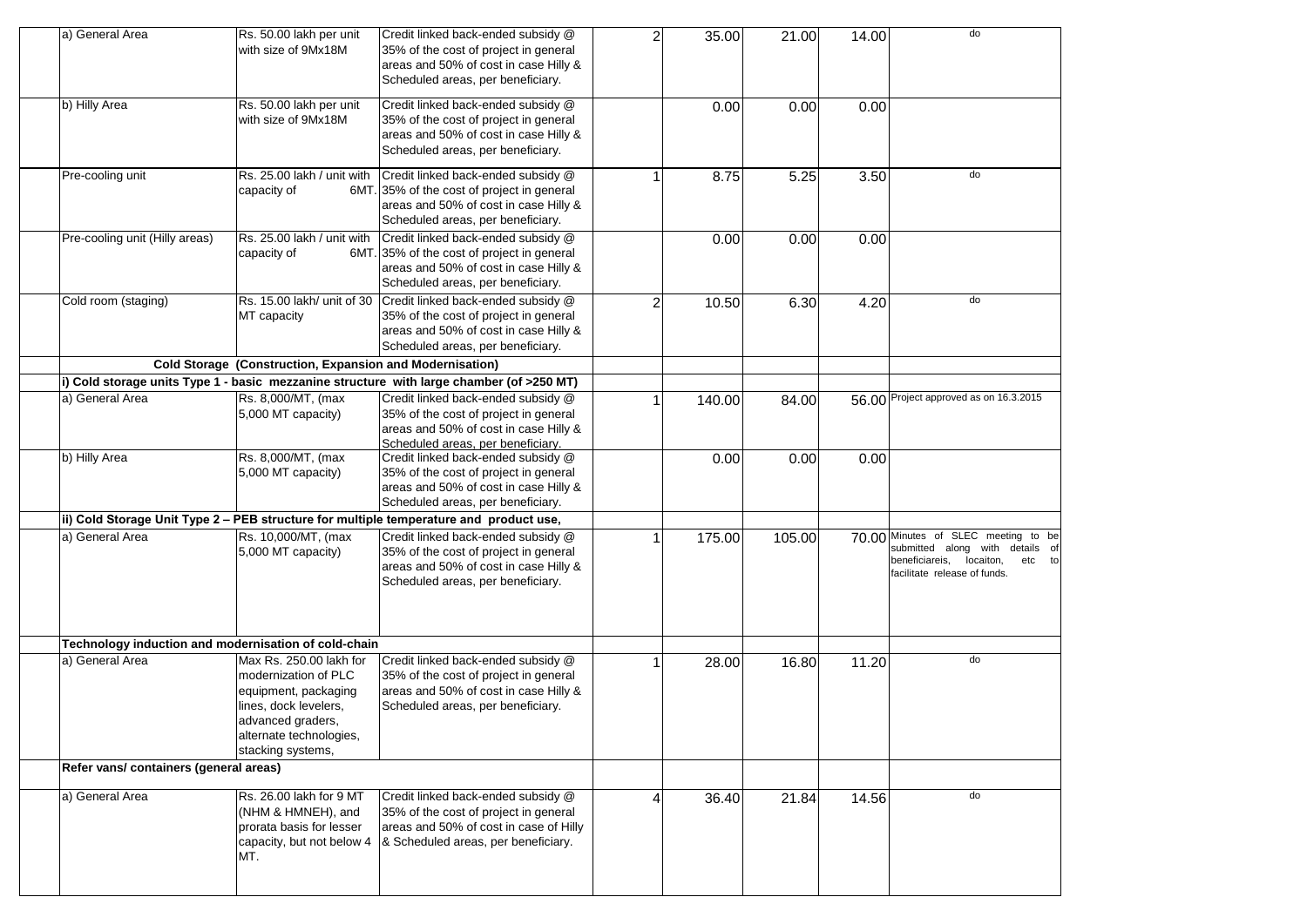| | | | | | | | | |
|---|---|---|---|---|---|---|---|---|
| | a) General Area | Rs. 50.00 lakh per unit with size of 9Mx18M | Credit linked back-ended subsidy @ 35% of the cost of project in general areas and 50% of cost in case Hilly & Scheduled areas, per beneficiary. | 2 | 35.00 | 21.00 | 14.00 | do |
| | b) Hilly Area | Rs. 50.00 lakh per unit with size of 9Mx18M | Credit linked back-ended subsidy @ 35% of the cost of project in general areas and 50% of cost in case Hilly & Scheduled areas, per beneficiary. | | 0.00 | 0.00 | 0.00 | |
| | Pre-cooling unit | Rs. 25.00 lakh / unit with capacity of 6MT. | Credit linked back-ended subsidy @ 35% of the cost of project in general areas and 50% of cost in case Hilly & Scheduled areas, per beneficiary. | 1 | 8.75 | 5.25 | 3.50 | do |
| | Pre-cooling unit (Hilly areas) | Rs. 25.00 lakh / unit with capacity of 6MT. | Credit linked back-ended subsidy @ 35% of the cost of project in general areas and 50% of cost in case Hilly & Scheduled areas, per beneficiary. | | 0.00 | 0.00 | 0.00 | |
| | Cold room (staging) | Rs. 15.00 lakh/ unit of 30 MT capacity | Credit linked back-ended subsidy @ 35% of the cost of project in general areas and 50% of cost in case Hilly & Scheduled areas, per beneficiary. | 2 | 10.50 | 6.30 | 4.20 | do |
| | **Cold Storage (Construction, Expansion and Modernisation)** | | | | | | | |
| | **i) Cold storage units Type 1 - basic mezzanine structure with large chamber (of >250 MT)** | | | | | | | |
| | a) General Area | Rs. 8,000/MT, (max 5,000 MT capacity) | Credit linked back-ended subsidy @ 35% of the cost of project in general areas and 50% of cost in case Hilly & Scheduled areas, per beneficiary. | 1 | 140.00 | 84.00 | 56.00 | Project approved as on 16.3.2015 |
| | b) Hilly Area | Rs. 8,000/MT, (max 5,000 MT capacity) | Credit linked back-ended subsidy @ 35% of the cost of project in general areas and 50% of cost in case Hilly & Scheduled areas, per beneficiary. | | 0.00 | 0.00 | 0.00 | |
| | **ii) Cold Storage Unit Type 2 – PEB structure for multiple temperature and product use,** | | | | | | | |
| | a) General Area | Rs. 10,000/MT, (max 5,000 MT capacity) | Credit linked back-ended subsidy @ 35% of the cost of project in general areas and 50% of cost in case Hilly & Scheduled areas, per beneficiary. | 1 | 175.00 | 105.00 | 70.00 | Minutes of SLEC meeting to be submitted along with details of beneficiareis, locaiton, etc to facilitate release of funds. |
| | **Technology induction and modernisation of cold-chain** | | | | | | | |
| | a) General Area | Max Rs. 250.00 lakh for modernization of PLC equipment, packaging lines, dock levelers, advanced graders, alternate technologies, stacking systems, | Credit linked back-ended subsidy @ 35% of the cost of project in general areas and 50% of cost in case Hilly & Scheduled areas, per beneficiary. | 1 | 28.00 | 16.80 | 11.20 | do |
| | **Refer vans/ containers (general areas)** | | | | | | | |
| | a) General Area | Rs. 26.00 lakh for 9 MT (NHM & HMNEH), and prorata basis for lesser capacity, but not below 4 MT. | Credit linked back-ended subsidy @ 35% of the cost of project in general areas and 50% of cost in case of Hilly & Scheduled areas, per beneficiary. | 4 | 36.40 | 21.84 | 14.56 | do |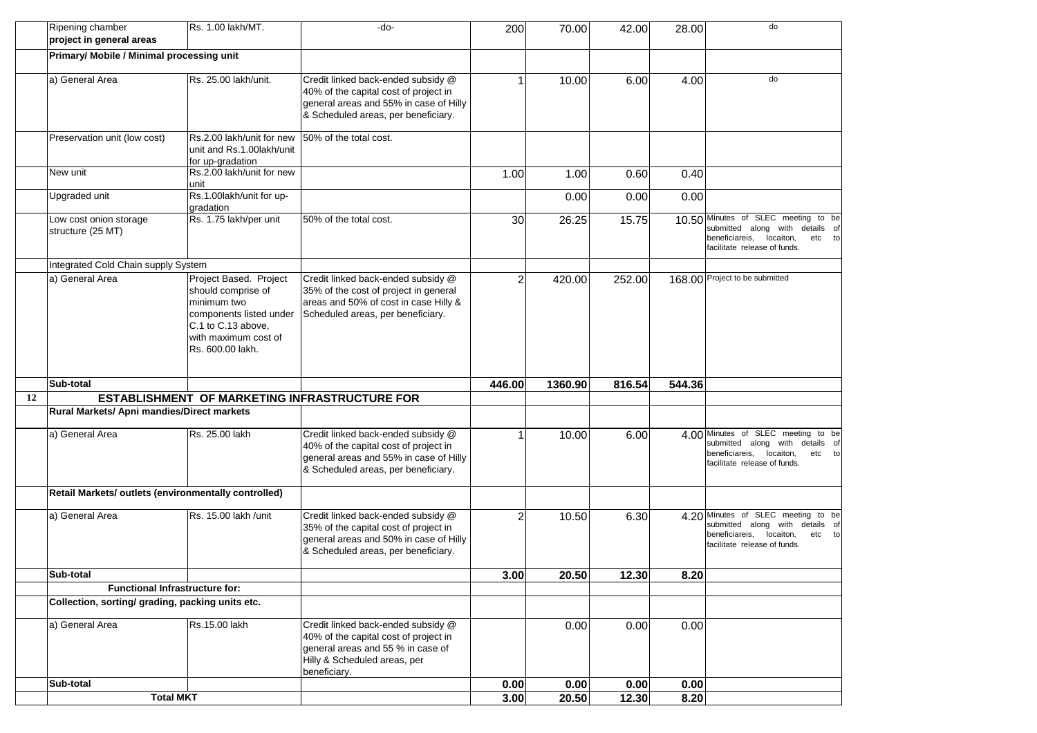| | | | | | | | | |
|---|---|---|---|---|---|---|---|---|
| | Ripening chamber **project in general areas** | Rs. 1.00 lakh/MT. | -do- | 200 | 70.00 | 42.00 | 28.00 | do |
| | **Primary/ Mobile / Minimal processing unit** | | | | | | | |
| | a) General Area | Rs. 25.00 lakh/unit. | Credit linked back-ended subsidy @ 40% of the capital cost of project in general areas and 55% in case of Hilly & Scheduled areas, per beneficiary. | 1 | 10.00 | 6.00 | 4.00 | do |
| | Preservation unit (low cost) | Rs.2.00 lakh/unit for new unit and Rs.1.00lakh/unit for up-gradation | 50% of the total cost. | | | | | |
| | New unit | Rs.2.00 lakh/unit for new unit | | 1.00 | 1.00 | 0.60 | 0.40 | |
| | Upgraded unit | Rs.1.00lakh/unit for up-gradation | | | 0.00 | 0.00 | 0.00 | |
| | Low cost onion storage structure (25 MT) | Rs. 1.75 lakh/per unit | 50% of the total cost. | 30 | 26.25 | 15.75 | 10.50 | Minutes of SLEC meeting to be submitted along with details of beneficiareis, locaiton, etc to facilitate release of funds. |
| | Integrated Cold Chain supply System | | | | | | | |
| | a) General Area | Project Based. Project should comprise of minimum two components listed under C.1 to C.13 above, with maximum cost of Rs. 600.00 lakh. | Credit linked back-ended subsidy @ 35% of the cost of project in general areas and 50% of cost in case Hilly & Scheduled areas, per beneficiary. | 2 | 420.00 | 252.00 | 168.00 | Project to be submitted |
| | **Sub-total** | | | **446.00** | **1360.90** | **816.54** | **544.36** | |
| **12** | **ESTABLISHMENT OF MARKETING INFRASTRUCTURE FOR** | | | | | | | |
| | **Rural Markets/ Apni mandies/Direct markets** | | | | | | | |
| | a) General Area | Rs. 25.00 lakh | Credit linked back-ended subsidy @ 40% of the capital cost of project in general areas and 55% in case of Hilly & Scheduled areas, per beneficiary. | 1 | 10.00 | 6.00 | 4.00 | Minutes of SLEC meeting to be submitted along with details of beneficiareis, locaiton, etc to facilitate release of funds. |
| | **Retail Markets/ outlets (environmentally controlled)** | | | | | | | |
| | a) General Area | Rs. 15.00 lakh /unit | Credit linked back-ended subsidy @ 35% of the capital cost of project in general areas and 50% in case of Hilly & Scheduled areas, per beneficiary. | 2 | 10.50 | 6.30 | 4.20 | Minutes of SLEC meeting to be submitted along with details of beneficiareis, locaiton, etc to facilitate release of funds. |
| | **Sub-total** | | | **3.00** | **20.50** | **12.30** | **8.20** | |
| | **Functional Infrastructure for:** | | | | | | | |
| | **Collection, sorting/ grading, packing units etc.** | | | | | | | |
| | a) General Area | Rs.15.00 lakh | Credit linked back-ended subsidy @ 40% of the capital cost of project in general areas and 55 % in case of Hilly & Scheduled areas, per beneficiary. | | 0.00 | 0.00 | 0.00 | |
| | **Sub-total** | | | **0.00** | **0.00** | **0.00** | **0.00** | |
| | **Total MKT** | | | **3.00** | **20.50** | **12.30** | **8.20** | |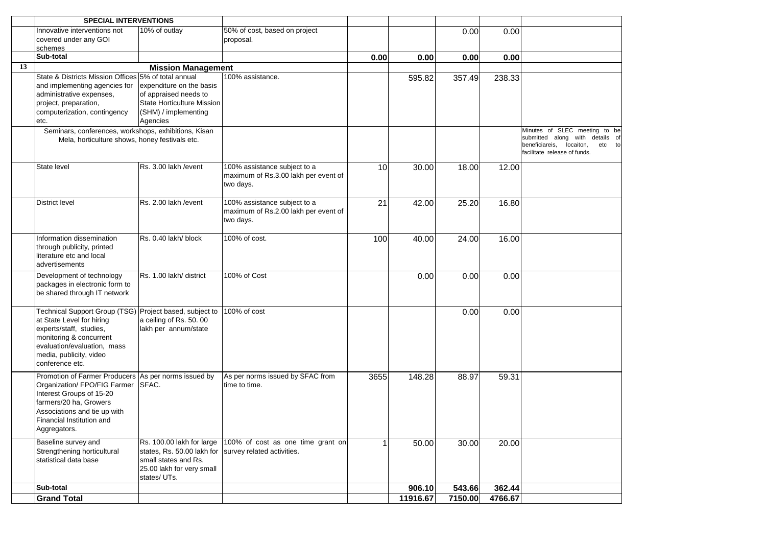| | | | | | | | | |
|---|---|---|---|---|---|---|---|---|
| | **SPECIAL INTERVENTIONS** | | | | | | | |
| | Innovative interventions not covered under any GOI schemes | 10% of outlay | 50% of cost, based on project proposal. | | | 0.00 | 0.00 | |
| | **Sub-total** | | | **0.00** | **0.00** | **0.00** | **0.00** | |
| **13** | | **Mission Management** | | | | | | |
| | State & Districts Mission Offices and implementing agencies for administrative expenses, project, preparation, computerization, contingency etc. | 5% of total annual expenditure on the basis of appraised needs to State Horticulture Mission (SHM) / implementing Agencies | 100% assistance. | | 595.82 | 357.49 | 238.33 | |
| | Seminars, conferences, workshops, exhibitions, Kisan Mela, horticulture shows, honey festivals etc. | | | | | | | Minutes of SLEC meeting to be submitted along with details of beneficiareis, locaiton, etc to facilitate release of funds. |
| | State level | Rs. 3.00 lakh /event | 100% assistance subject to a maximum of Rs.3.00 lakh per event of two days. | 10 | 30.00 | 18.00 | 12.00 | |
| | District level | Rs. 2.00 lakh /event | 100% assistance subject to a maximum of Rs.2.00 lakh per event of two days. | 21 | 42.00 | 25.20 | 16.80 | |
| | Information dissemination through publicity, printed literature etc and local advertisements | Rs. 0.40 lakh/ block | 100% of cost. | 100 | 40.00 | 24.00 | 16.00 | |
| | Development of technology packages in electronic form to be shared through IT network | Rs. 1.00 lakh/ district | 100% of Cost | | 0.00 | 0.00 | 0.00 | |
| | Technical Support Group (TSG) at State Level for hiring experts/staff, studies, monitoring & concurrent evaluation/evaluation, mass media, publicity, video conference etc. | Project based, subject to a ceiling of Rs. 50. 00 lakh per annum/state | 100% of cost | | | 0.00 | 0.00 | |
| | Promotion of Farmer Producers Organization/ FPO/FIG Farmer Interest Groups of 15-20 farmers/20 ha, Growers Associations and tie up with Financial Institution and Aggregators. | As per norms issued by SFAC. | As per norms issued by SFAC from time to time. | 3655 | 148.28 | 88.97 | 59.31 | |
| | Baseline survey and Strengthening horticultural statistical data base | Rs. 100.00 lakh for large states, Rs. 50.00 lakh for small states and Rs. 25.00 lakh for very small states/ UTs. | 100% of cost as one time grant on survey related activities. | 1 | 50.00 | 30.00 | 20.00 | |
| | **Sub-total** | | | | **906.10** | **543.66** | **362.44** | |
| | **Grand Total** | | | | **11916.67** | **7150.00** | **4766.67** | |